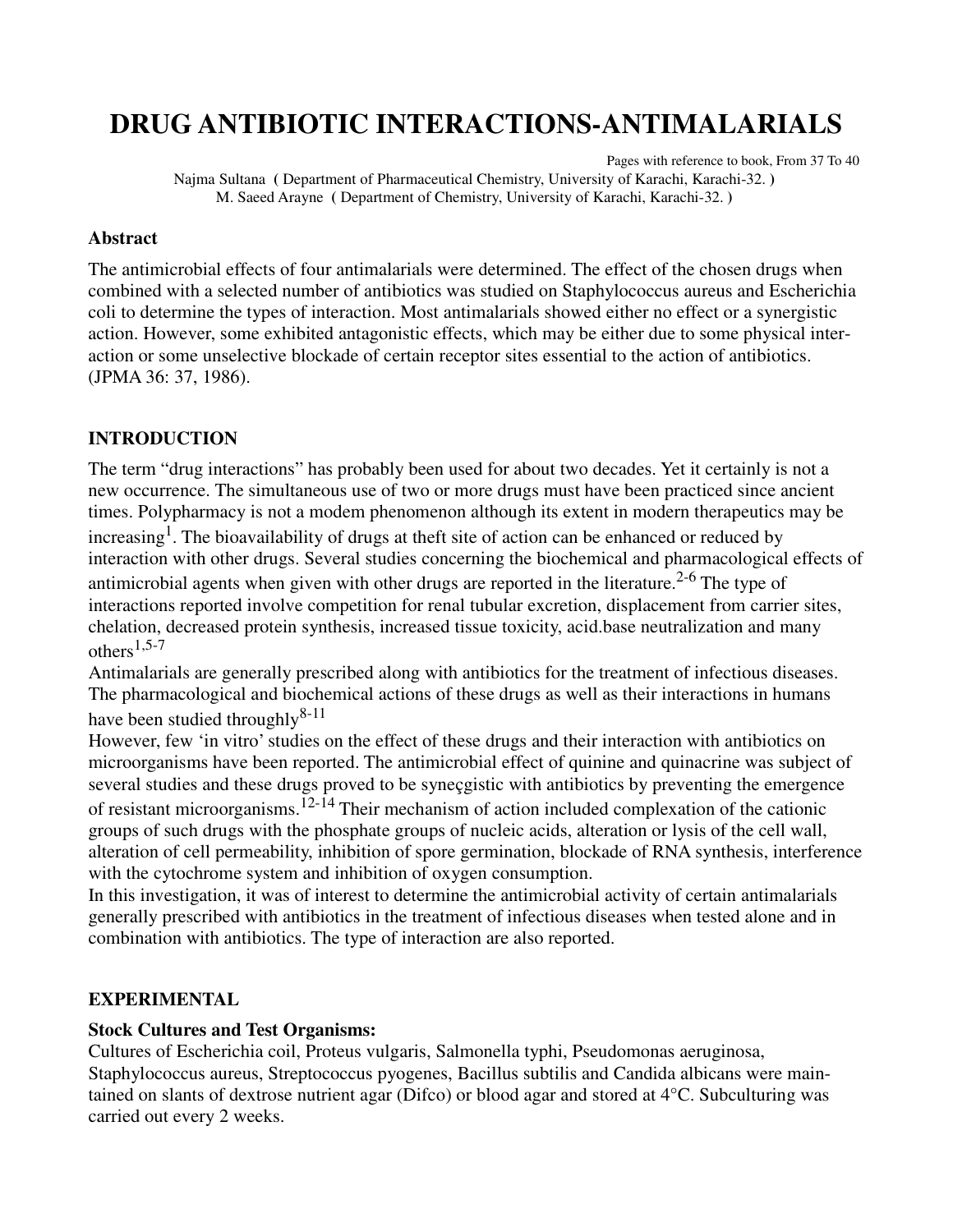# DRUG ANTIBIOTIC INTERACTIONS-ANTIMALARIALS

Pages with reference to book, From 37 To 40

Najma Sultana ( Department of Pharmaceutical Chemistry, University of Karachi, Karachi-32. )
M. Saeed Arayne ( Department of Chemistry, University of Karachi, Karachi-32. )

### Abstract

The antimicrobial effects of four antimalarials were determined. The effect of the chosen drugs when combined with a selected number of antibiotics was studied on Staphylococcus aureus and Escherichia coli to determine the types of interaction. Most antimalarials showed either no effect or a synergistic action. However, some exhibited antagonistic effects, which may be either due to some physical interaction or some unselective blockade of certain receptor sites essential to the action of antibiotics. (JPMA 36: 37, 1986).

### INTRODUCTION

The term "drug interactions" has probably been used for about two decades. Yet it certainly is not a new occurrence. The simultaneous use of two or more drugs must have been practiced since ancient times. Polypharmacy is not a modem phenomenon although its extent in modern therapeutics may be increasing[1]. The bioavailability of drugs at theft site of action can be enhanced or reduced by interaction with other drugs. Several studies concerning the biochemical and pharmacological effects of antimicrobial agents when given with other drugs are reported in the literature.[2-6] The type of interactions reported involve competition for renal tubular excretion, displacement from carrier sites, chelation, decreased protein synthesis, increased tissue toxicity, acid.base neutralization and many others[1,5-7]

Antimalarials are generally prescribed along with antibiotics for the treatment of infectious diseases. The pharmacological and biochemical actions of these drugs as well as their interactions in humans have been studied throughly[8-11]

However, few 'in vitro' studies on the effect of these drugs and their interaction with antibiotics on microorganisms have been reported. The antimicrobial effect of quinine and quinacrine was subject of several studies and these drugs proved to be syneçgistic with antibiotics by preventing the emergence of resistant microorganisms.[12-14] Their mechanism of action included complexation of the cationic groups of such drugs with the phosphate groups of nucleic acids, alteration or lysis of the cell wall, alteration of cell permeability, inhibition of spore germination, blockade of RNA synthesis, interference with the cytochrome system and inhibition of oxygen consumption.

In this investigation, it was of interest to determine the antimicrobial activity of certain antimalarials generally prescribed with antibiotics in the treatment of infectious diseases when tested alone and in combination with antibiotics. The type of interaction are also reported.

### EXPERIMENTAL

#### Stock Cultures and Test Organisms:

Cultures of Escherichia coil, Proteus vulgaris, Salmonella typhi, Pseudomonas aeruginosa, Staphylococcus aureus, Streptococcus pyogenes, Bacillus subtilis and Candida albicans were maintained on slants of dextrose nutrient agar (Difco) or blood agar and stored at 4°C. Subculturing was carried out every 2 weeks.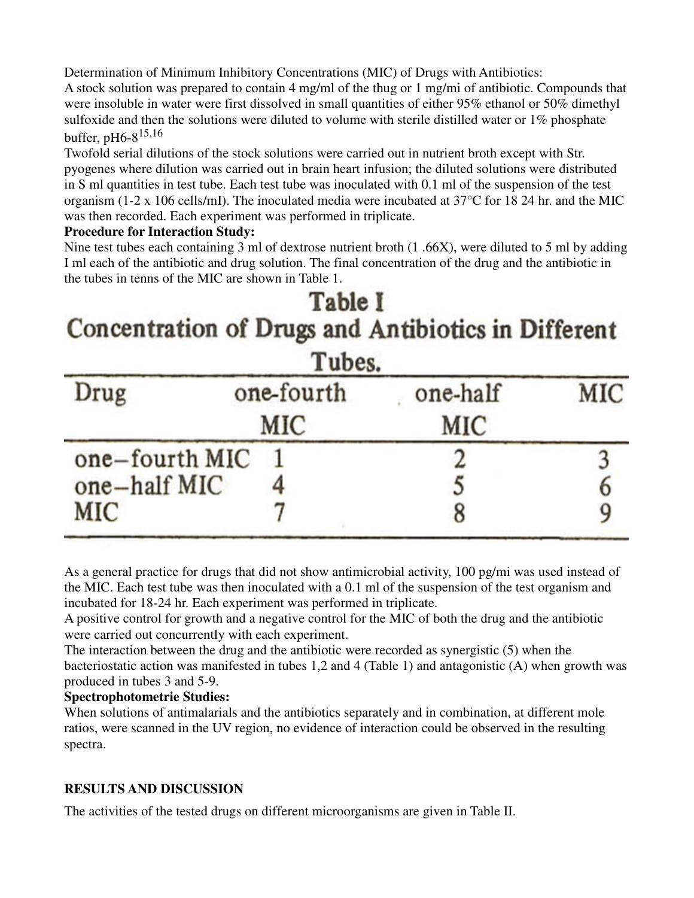Determination of Minimum Inhibitory Concentrations (MIC) of Drugs with Antibiotics:

A stock solution was prepared to contain 4 mg/ml of the thug or 1 mg/mi of antibiotic. Compounds that were insoluble in water were first dissolved in small quantities of either 95% ethanol or 50% dimethyl sulfoxide and then the solutions were diluted to volume with sterile distilled water or 1% phosphate buffer, pH6-8[15,16]

Twofold serial dilutions of the stock solutions were carried out in nutrient broth except with Str. pyogenes where dilution was carried out in brain heart infusion; the diluted solutions were distributed in S ml quantities in test tube. Each test tube was inoculated with 0.1 ml of the suspension of the test organism (1-2 x 106 cells/mI). The inoculated media were incubated at 37°C for 18 24 hr. and the MIC was then recorded. Each experiment was performed in triplicate.

**Procedure for Interaction Study:**

Nine test tubes each containing 3 ml of dextrose nutrient broth (1 .66X), were diluted to 5 ml by adding I ml each of the antibiotic and drug solution. The final concentration of the drug and the antibiotic in the tubes in tenns of the MIC are shown in Table 1.

**Table I**
**Concentration of Drugs and Antibiotics in Different Tubes.**

| Drug | one-fourth MIC | one-half MIC | MIC |
|---|---|---|---|
| one–fourth MIC | 1 | 2 | 3 |
| one–half MIC | 4 | 5 | 6 |
| MIC | 7 | 8 | 9 |

As a general practice for drugs that did not show antimicrobial activity, 100 pg/mi was used instead of the MIC. Each test tube was then inoculated with a 0.1 ml of the suspension of the test organism and incubated for 18-24 hr. Each experiment was performed in triplicate.

A positive control for growth and a negative control for the MIC of both the drug and the antibiotic were carried out concurrently with each experiment.

The interaction between the drug and the antibiotic were recorded as synergistic (5) when the bacteriostatic action was manifested in tubes 1,2 and 4 (Table 1) and antagonistic (A) when growth was produced in tubes 3 and 5-9.

**Spectrophotometrie Studies:**

When solutions of antimalarials and the antibiotics separately and in combination, at different mole ratios, were scanned in the UV region, no evidence of interaction could be observed in the resulting spectra.

## RESULTS AND DISCUSSION

The activities of the tested drugs on different microorganisms are given in Table II.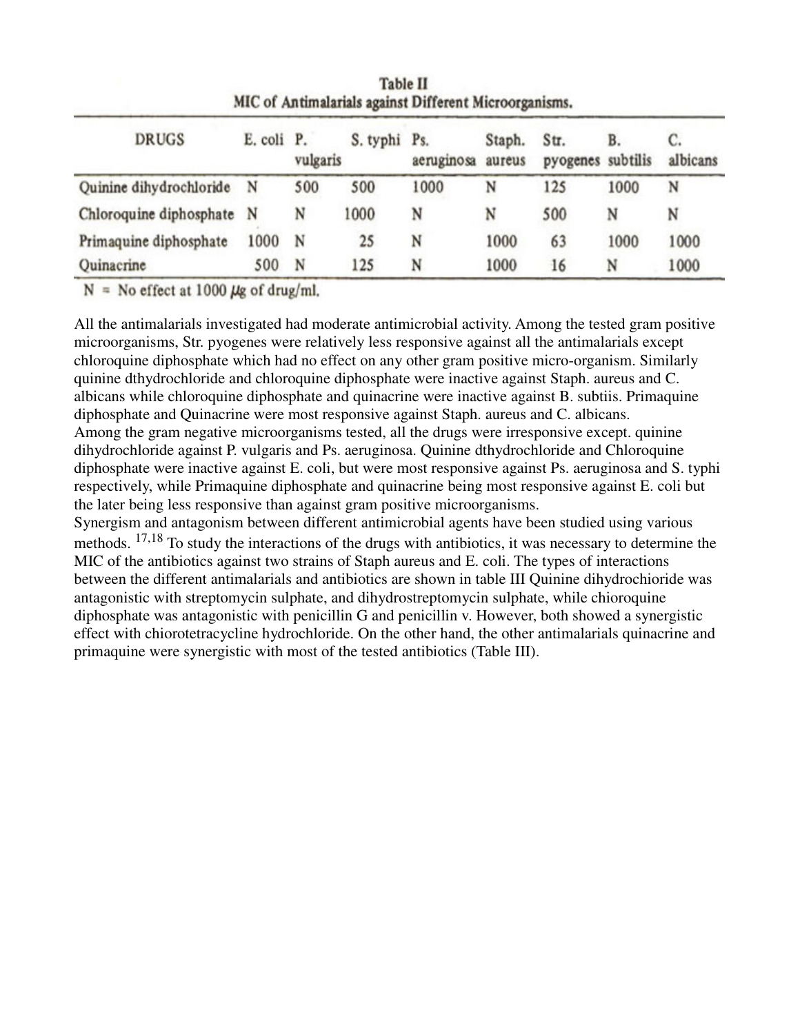**Table II**
**MIC of Antimalarials against Different Microorganisms.**

| DRUGS | E. coli | P. vulgaris | S. typhi | Ps. aeruginosa | Staph. aureus | Str. pyogenes | B. subtilis | C. albicans |
|---|---|---|---|---|---|---|---|---|
| Quinine dihydrochloride | N | 500 | 500 | 1000 | N | 125 | 1000 | N |
| Chloroquine diphosphate | N | N | 1000 | N | N | 500 | N | N |
| Primaquine diphosphate | 1000 | N | 25 | N | 1000 | 63 | 1000 | 1000 |
| Quinacrine | 500 | N | 125 | N | 1000 | 16 | N | 1000 |

N = No effect at 1000 μg of drug/ml.

All the antimalarials investigated had moderate antimicrobial activity. Among the tested gram positive microorganisms, Str. pyogenes were relatively less responsive against all the antimalarials except chloroquine diphosphate which had no effect on any other gram positive micro-organism. Similarly quinine dthydrochloride and chloroquine diphosphate were inactive against Staph. aureus and C. albicans while chloroquine diphosphate and quinacrine were inactive against B. subtiis. Primaquine diphosphate and Quinacrine were most responsive against Staph. aureus and C. albicans.

Among the gram negative microorganisms tested, all the drugs were irresponsive except. quinine dihydrochloride against P. vulgaris and Ps. aeruginosa. Quinine dthydrochloride and Chloroquine diphosphate were inactive against E. coli, but were most responsive against Ps. aeruginosa and S. typhi respectively, while Primaquine diphosphate and quinacrine being most responsive against E. coli but the later being less responsive than against gram positive microorganisms.

Synergism and antagonism between different antimicrobial agents have been studied using various methods. [17,18] To study the interactions of the drugs with antibiotics, it was necessary to determine the MIC of the antibiotics against two strains of Staph aureus and E. coli. The types of interactions between the different antimalarials and antibiotics are shown in table III Quinine dihydrochioride was antagonistic with streptomycin sulphate, and dihydrostreptomycin sulphate, while chioroquine diphosphate was antagonistic with penicillin G and penicillin v. However, both showed a synergistic effect with chiorotetracycline hydrochloride. On the other hand, the other antimalarials quinacrine and primaquine were synergistic with most of the tested antibiotics (Table III).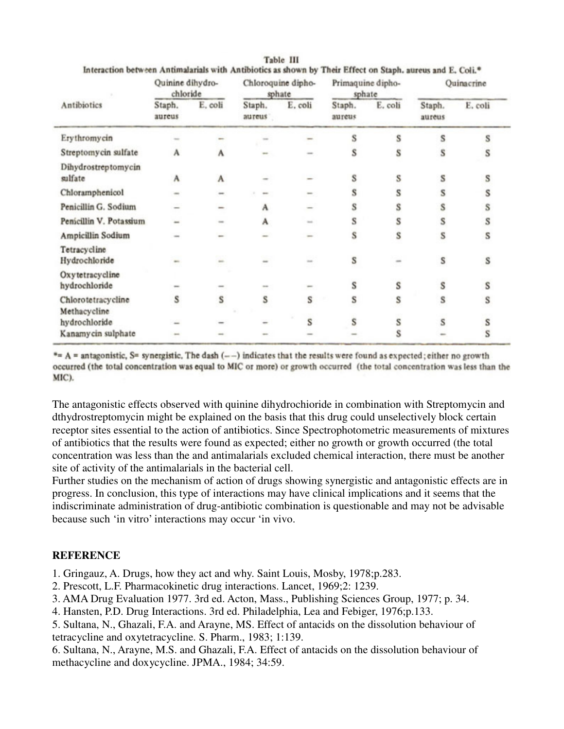Table III

Interaction between Antimalarials with Antibiotics as shown by Their Effect on Staph. aureus and E. Coli.*

| Antibiotics | Quinine dihydro-chloride | | Chloroquine dipho-sphate | | Primaquine dipho-sphate | | Quinacrine | |
|---|---|---|---|---|---|---|---|---|
| | Staph. aureus | E. coli | Staph. aureus | E. coli | Staph. aureus | E. coli | Staph. aureus | E. coli |
| Erythromycin | – | – | – | – | S | S | S | S |
| Streptomycin sulfate | A | A | – | – | S | S | S | S |
| Dihydrostreptomycin sulfate | A | A | – | – | S | S | S | S |
| Chloramphenicol | – | – | – | – | S | S | S | S |
| Penicillin G. Sodium | – | – | A | – | S | S | S | S |
| Penicillin V. Potassium | – | – | A | – | S | S | S | S |
| Ampicillin Sodium | – | – | – | – | S | S | S | S |
| Tetracycline Hydrochloride | – | – | – | – | S | – | S | S |
| Oxytetracycline hydrochloride | – | – | – | – | S | S | S | S |
| Chlorotetracycline | S | S | S | S | S | S | S | S |
| Methacycline hydrochloride | – | – | – | S | S | S | S | S |
| Kanamycin sulphate | – | – | – | – | – | S | – | S |

*= A = antagonistic, S= synergistic. The dash (– –) indicates that the results were found as expected; either no growth occurred (the total concentration was equal to MIC or more) or growth occurred (the total concentration was less than the MIC).

The antagonistic effects observed with quinine dihydrochioride in combination with Streptomycin and dthydrostreptomycin might be explained on the basis that this drug could unselectively block certain receptor sites essential to the action of antibiotics. Since Spectrophotometric measurements of mixtures of antibiotics that the results were found as expected; either no growth or growth occurred (the total concentration was less than the and antimalarials excluded chemical interaction, there must be another site of activity of the antimalarials in the bacterial cell.

Further studies on the mechanism of action of drugs showing synergistic and antagonistic effects are in progress. In conclusion, this type of interactions may have clinical implications and it seems that the indiscriminate administration of drug-antibiotic combination is questionable and may not be advisable because such 'in vitro' interactions may occur 'in vivo.

## REFERENCE

1. Gringauz, A. Drugs, how they act and why. Saint Louis, Mosby, 1978;p.283.
2. Prescott, L.F. Pharmacokinetic drug interactions. Lancet, 1969;2: 1239.
3. AMA Drug Evaluation 1977. 3rd ed. Acton, Mass., Publishing Sciences Group, 1977; p. 34.
4. Hansten, P.D. Drug Interactions. 3rd ed. Philadelphia, Lea and Febiger, 1976;p.133.
5. Sultana, N., Ghazali, F.A. and Arayne, MS. Effect of antacids on the dissolution behaviour of tetracycline and oxytetracycline. S. Pharm., 1983; 1:139.
6. Sultana, N., Arayne, M.S. and Ghazali, F.A. Effect of antacids on the dissolution behaviour of methacycline and doxycycline. JPMA., 1984; 34:59.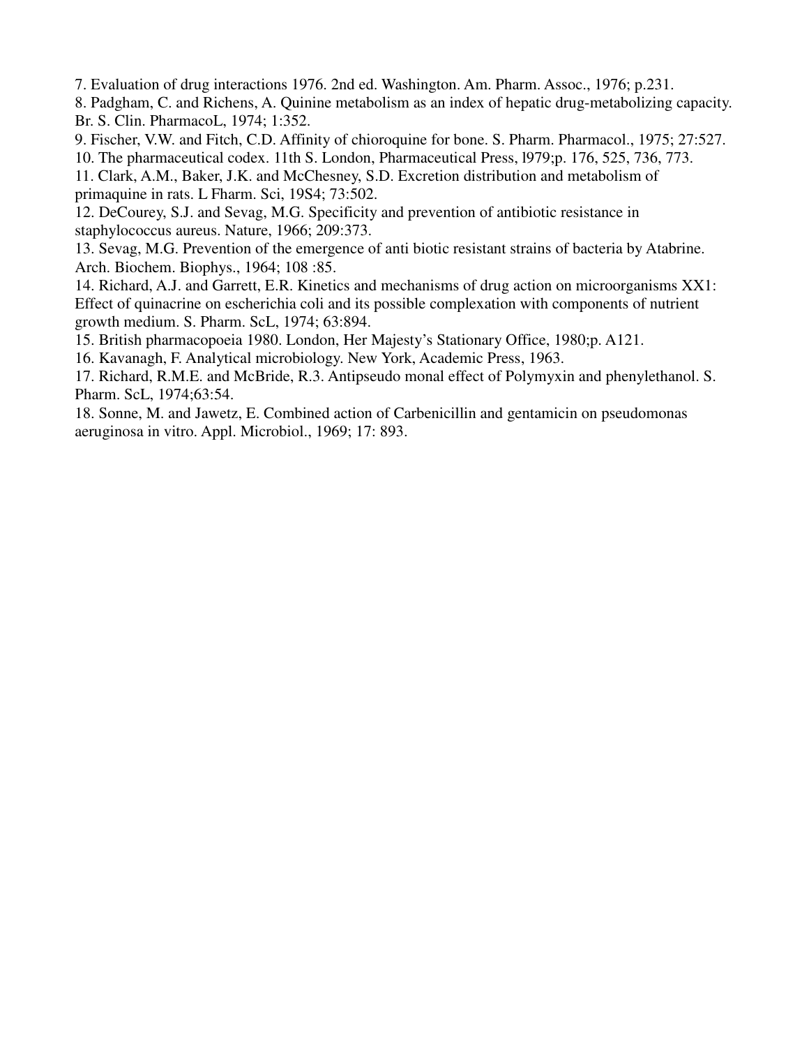7. Evaluation of drug interactions 1976. 2nd ed. Washington. Am. Pharm. Assoc., 1976; p.231.
8. Padgham, C. and Richens, A. Quinine metabolism as an index of hepatic drug-metabolizing capacity. Br. S. Clin. PharmacoL, 1974; 1:352.
9. Fischer, V.W. and Fitch, C.D. Affinity of chioroquine for bone. S. Pharm. Pharmacol., 1975; 27:527.
10. The pharmaceutical codex. 11th S. London, Pharmaceutical Press, l979;p. 176, 525, 736, 773.
11. Clark, A.M., Baker, J.K. and McChesney, S.D. Excretion distribution and metabolism of primaquine in rats. L Fharm. Sci, 19S4; 73:502.
12. DeCourey, S.J. and Sevag, M.G. Specificity and prevention of antibiotic resistance in staphylococcus aureus. Nature, 1966; 209:373.
13. Sevag, M.G. Prevention of the emergence of anti biotic resistant strains of bacteria by Atabrine. Arch. Biochem. Biophys., 1964; 108 :85.
14. Richard, A.J. and Garrett, E.R. Kinetics and mechanisms of drug action on microorganisms XX1: Effect of quinacrine on escherichia coli and its possible complexation with components of nutrient growth medium. S. Pharm. ScL, 1974; 63:894.
15. British pharmacopoeia 1980. London, Her Majesty's Stationary Office, 1980;p. A121.
16. Kavanagh, F. Analytical microbiology. New York, Academic Press, 1963.
17. Richard, R.M.E. and McBride, R.3. Antipseudo monal effect of Polymyxin and phenylethanol. S. Pharm. ScL, 1974;63:54.
18. Sonne, M. and Jawetz, E. Combined action of Carbenicillin and gentamicin on pseudomonas aeruginosa in vitro. Appl. Microbiol., 1969; 17: 893.